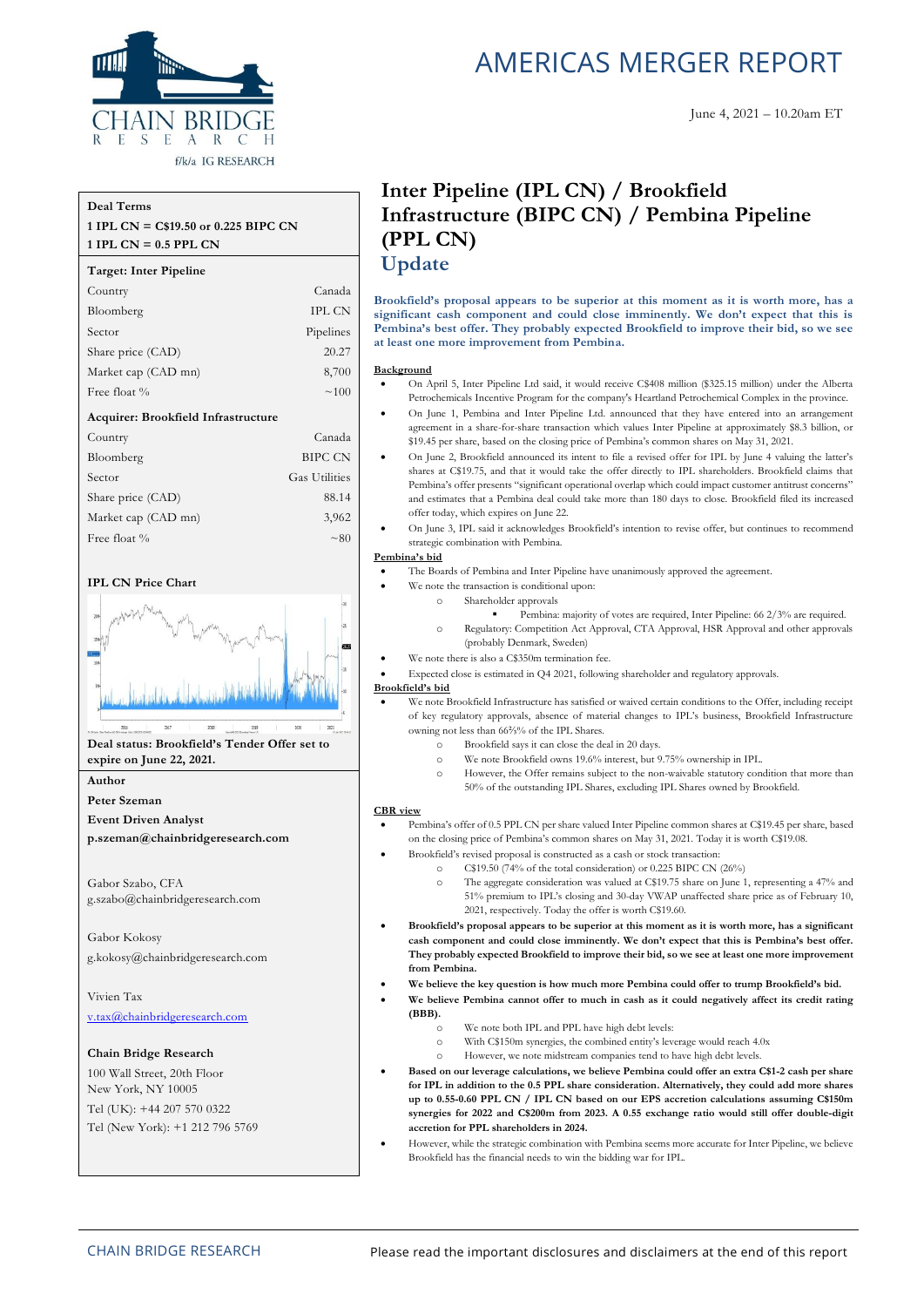# AMERICAS MERGER REPORT

June 4, 2021 – 10.20am ET

| Deal Terms | |
|---|---|
| 1 IPL CN = C$19.50 or 0.225 BIPC CN | |
| 1 IPL CN = 0.5 PPL CN | |
| **Target: Inter Pipeline** | |
| Country | Canada |
| Bloomberg | IPL CN |
| Sector | Pipelines |
| Share price (CAD) | 20.27 |
| Market cap (CAD mn) | 8,700 |
| Free float % | ~100 |
| **Acquirer: Brookfield Infrastructure** | |
| Country | Canada |
| Bloomberg | BIPC CN |
| Sector | Gas Utilities |
| Share price (CAD) | 88.14 |
| Market cap (CAD mn) | 3,962 |
| Free float % | ~80 |

**IPL CN Price Chart**

**Deal status: Brookfield's Tender Offer set to expire on June 22, 2021.**

**Author**

**Peter Szeman**
**Event Driven Analyst**
**p.szeman@chainbridgeresearch.com**

Gabor Szabo, CFA
g.szabo@chainbridgeresearch.com

Gabor Kokosy
g.kokosy@chainbridgeresearch.com

Vivien Tax
v.tax@chainbridgeresearch.com

**Chain Bridge Research**
100 Wall Street, 20th Floor
New York, NY 10005
Tel (UK): +44 207 570 0322
Tel (New York): +1 212 796 5769

# Inter Pipeline (IPL CN) / Brookfield Infrastructure (BIPC CN) / Pembina Pipeline (PPL CN)

## Update

**Brookfield's proposal appears to be superior at this moment as it is worth more, has a significant cash component and could close imminently. We don't expect that this is Pembina's best offer. They probably expected Brookfield to improve their bid, so we see at least one more improvement from Pembina.**

### Background

- On April 5, Inter Pipeline Ltd said, it would receive C$408 million ($325.15 million) under the Alberta Petrochemicals Incentive Program for the company's Heartland Petrochemical Complex in the province.
- On June 1, Pembina and Inter Pipeline Ltd. announced that they have entered into an arrangement agreement in a share-for-share transaction which values Inter Pipeline at approximately $8.3 billion, or $19.45 per share, based on the closing price of Pembina's common shares on May 31, 2021.
- On June 2, Brookfield announced its intent to file a revised offer for IPL by June 4 valuing the latter's shares at C$19.75, and that it would take the offer directly to IPL shareholders. Brookfield claims that Pembina's offer presents "significant operational overlap which could impact customer antitrust concerns" and estimates that a Pembina deal could take more than 180 days to close. Brookfield filed its increased offer today, which expires on June 22.
- On June 3, IPL said it acknowledges Brookfield's intention to revise offer, but continues to recommend strategic combination with Pembina.

### Pembina's bid

- The Boards of Pembina and Inter Pipeline have unanimously approved the agreement.
- We note the transaction is conditional upon:
  - Shareholder approvals
    - Pembina: majority of votes are required, Inter Pipeline: 66 2/3% are required.
  - Regulatory: Competition Act Approval, CTA Approval, HSR Approval and other approvals (probably Denmark, Sweden)
- We note there is also a C$350m termination fee.
- Expected close is estimated in Q4 2021, following shareholder and regulatory approvals.

### Brookfield's bid

- We note Brookfield Infrastructure has satisfied or waived certain conditions to the Offer, including receipt of key regulatory approvals, absence of material changes to IPL's business, Brookfield Infrastructure owning not less than 66⅔% of the IPL Shares.
  - Brookfield says it can close the deal in 20 days.
  - We note Brookfield owns 19.6% interest, but 9.75% ownership in IPL.
  - However, the Offer remains subject to the non-waivable statutory condition that more than 50% of the outstanding IPL Shares, excluding IPL Shares owned by Brookfield.

### CBR view

- Pembina's offer of 0.5 PPL CN per share valued Inter Pipeline common shares at C$19.45 per share, based on the closing price of Pembina's common shares on May 31, 2021. Today it is worth C$19.08.
- Brookfield's revised proposal is constructed as a cash or stock transaction:
  - C$19.50 (74% of the total consideration) or 0.225 BIPC CN (26%)
  - The aggregate consideration was valued at C$19.75 share on June 1, representing a 47% and 51% premium to IPL's closing and 30-day VWAP unaffected share price as of February 10, 2021, respectively. Today the offer is worth C$19.60.
- **Brookfield's proposal appears to be superior at this moment as it is worth more, has a significant cash component and could close imminently. We don't expect that this is Pembina's best offer. They probably expected Brookfield to improve their bid, so we see at least one more improvement from Pembina.**
- **We believe the key question is how much more Pembina could offer to trump Brookfield's bid.**
- **We believe Pembina cannot offer to much in cash as it could negatively affect its credit rating (BBB).**
  - We note both IPL and PPL have high debt levels:
  - With C$150m synergies, the combined entity's leverage would reach 4.0x
  - However, we note midstream companies tend to have high debt levels.
- **Based on our leverage calculations, we believe Pembina could offer an extra C$1-2 cash per share for IPL in addition to the 0.5 PPL share consideration. Alternatively, they could add more shares up to 0.55-0.60 PPL CN / IPL CN based on our EPS accretion calculations assuming C$150m synergies for 2022 and C$200m from 2023. A 0.55 exchange ratio would still offer double-digit accretion for PPL shareholders in 2024.**
- However, while the strategic combination with Pembina seems more accurate for Inter Pipeline, we believe Brookfield has the financial needs to win the bidding war for IPL.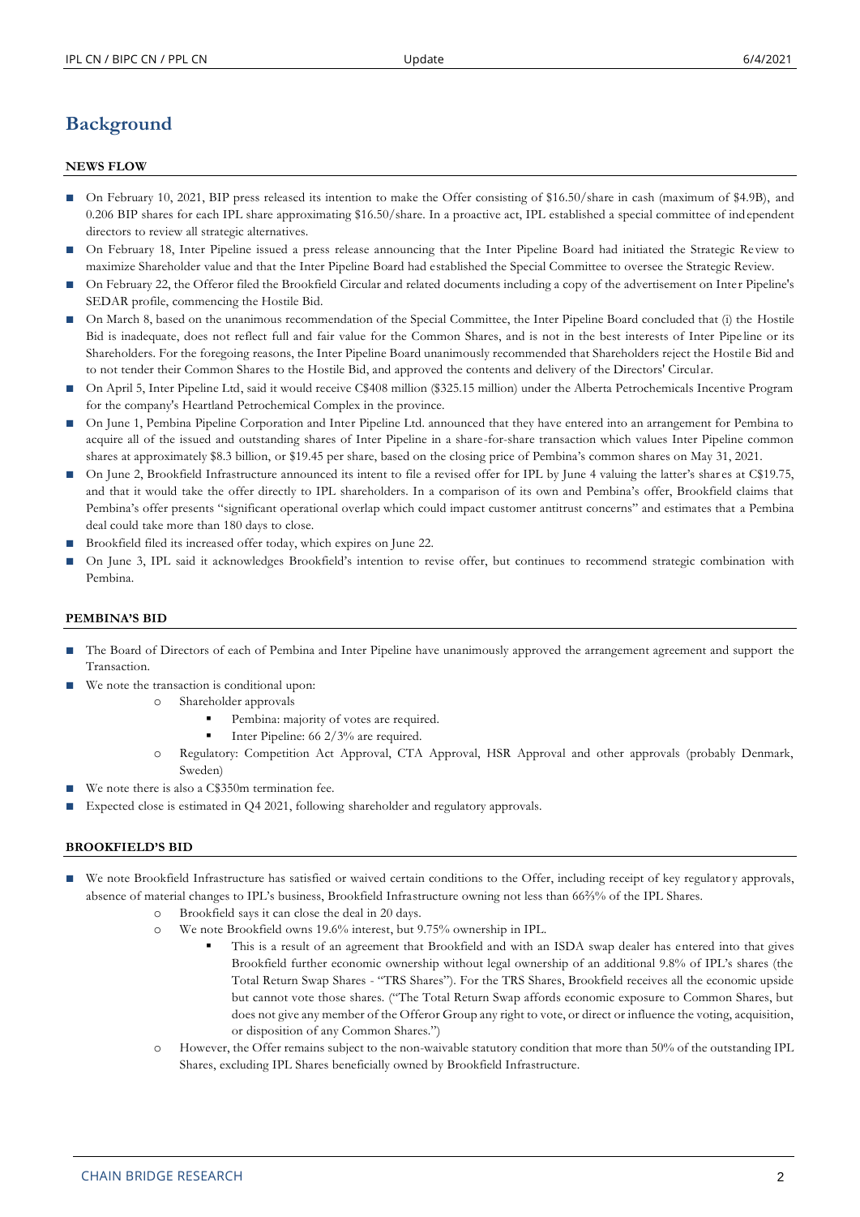# Background

## NEWS FLOW

- On February 10, 2021, BIP press released its intention to make the Offer consisting of $16.50/share in cash (maximum of $4.9B), and 0.206 BIP shares for each IPL share approximating $16.50/share. In a proactive act, IPL established a special committee of independent directors to review all strategic alternatives.
- On February 18, Inter Pipeline issued a press release announcing that the Inter Pipeline Board had initiated the Strategic Review to maximize Shareholder value and that the Inter Pipeline Board had established the Special Committee to oversee the Strategic Review.
- On February 22, the Offeror filed the Brookfield Circular and related documents including a copy of the advertisement on Inter Pipeline's SEDAR profile, commencing the Hostile Bid.
- On March 8, based on the unanimous recommendation of the Special Committee, the Inter Pipeline Board concluded that (i) the Hostile Bid is inadequate, does not reflect full and fair value for the Common Shares, and is not in the best interests of Inter Pipeline or its Shareholders. For the foregoing reasons, the Inter Pipeline Board unanimously recommended that Shareholders reject the Hostile Bid and to not tender their Common Shares to the Hostile Bid, and approved the contents and delivery of the Directors' Circular.
- On April 5, Inter Pipeline Ltd, said it would receive C$408 million ($325.15 million) under the Alberta Petrochemicals Incentive Program for the company's Heartland Petrochemical Complex in the province.
- On June 1, Pembina Pipeline Corporation and Inter Pipeline Ltd. announced that they have entered into an arrangement for Pembina to acquire all of the issued and outstanding shares of Inter Pipeline in a share-for-share transaction which values Inter Pipeline common shares at approximately $8.3 billion, or $19.45 per share, based on the closing price of Pembina's common shares on May 31, 2021.
- On June 2, Brookfield Infrastructure announced its intent to file a revised offer for IPL by June 4 valuing the latter's shares at C$19.75, and that it would take the offer directly to IPL shareholders. In a comparison of its own and Pembina's offer, Brookfield claims that Pembina's offer presents "significant operational overlap which could impact customer antitrust concerns" and estimates that a Pembina deal could take more than 180 days to close.
- Brookfield filed its increased offer today, which expires on June 22.
- On June 3, IPL said it acknowledges Brookfield's intention to revise offer, but continues to recommend strategic combination with Pembina.

## PEMBINA'S BID

- The Board of Directors of each of Pembina and Inter Pipeline have unanimously approved the arrangement agreement and support the Transaction.
- We note the transaction is conditional upon:
  - Shareholder approvals
    - Pembina: majority of votes are required.
    - Inter Pipeline: 66 2/3% are required.
  - Regulatory: Competition Act Approval, CTA Approval, HSR Approval and other approvals (probably Denmark, Sweden)
- We note there is also a C$350m termination fee.
- Expected close is estimated in Q4 2021, following shareholder and regulatory approvals.

## BROOKFIELD'S BID

- We note Brookfield Infrastructure has satisfied or waived certain conditions to the Offer, including receipt of key regulatory approvals, absence of material changes to IPL's business, Brookfield Infrastructure owning not less than 66⅔% of the IPL Shares.
  - Brookfield says it can close the deal in 20 days.
  - We note Brookfield owns 19.6% interest, but 9.75% ownership in IPL.
    - This is a result of an agreement that Brookfield and with an ISDA swap dealer has entered into that gives Brookfield further economic ownership without legal ownership of an additional 9.8% of IPL's shares (the Total Return Swap Shares - "TRS Shares"). For the TRS Shares, Brookfield receives all the economic upside but cannot vote those shares. ("The Total Return Swap affords economic exposure to Common Shares, but does not give any member of the Offeror Group any right to vote, or direct or influence the voting, acquisition, or disposition of any Common Shares.")
  - However, the Offer remains subject to the non-waivable statutory condition that more than 50% of the outstanding IPL Shares, excluding IPL Shares beneficially owned by Brookfield Infrastructure.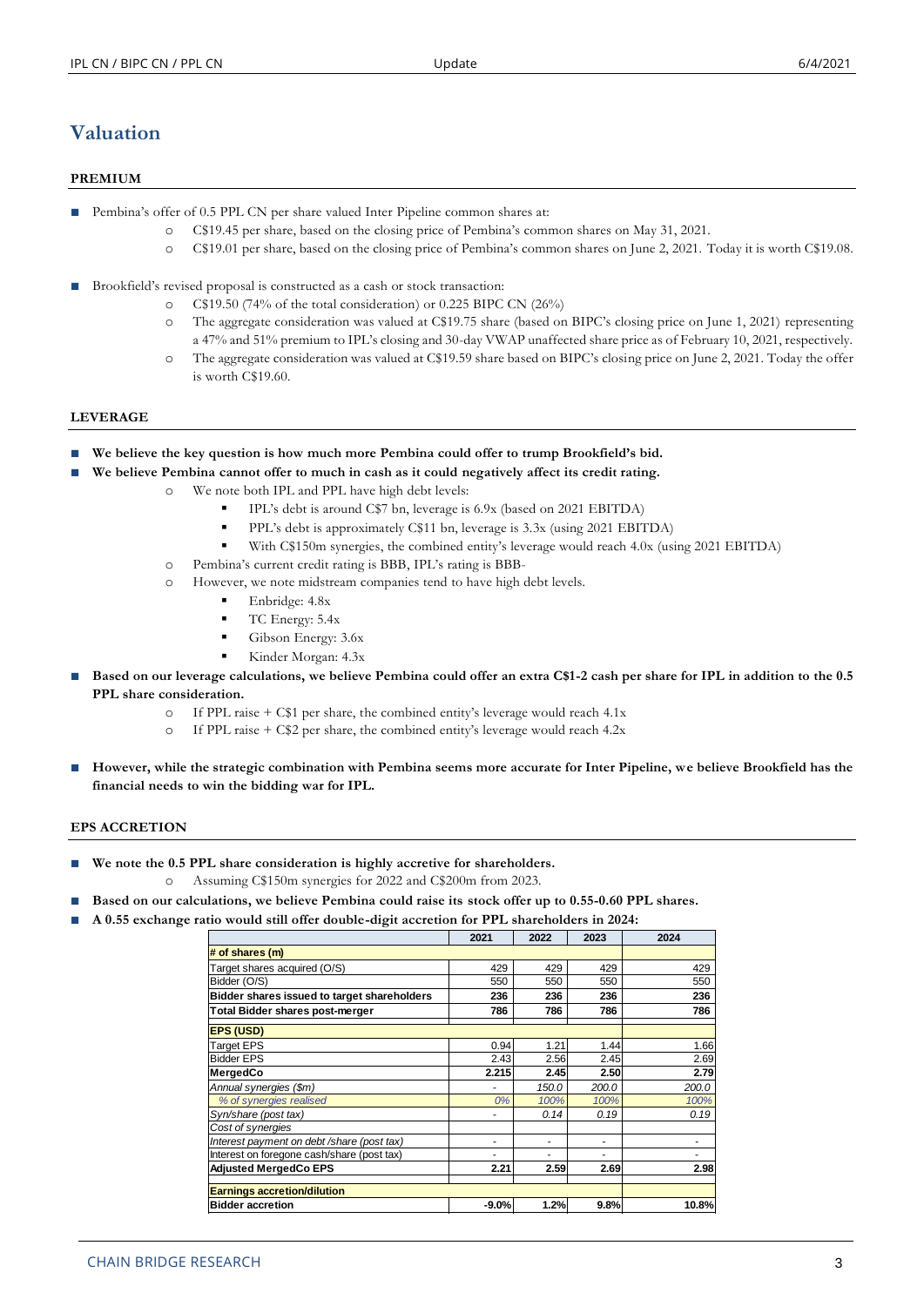## Valuation

### PREMIUM

- Pembina's offer of 0.5 PPL CN per share valued Inter Pipeline common shares at:
    - C$19.45 per share, based on the closing price of Pembina's common shares on May 31, 2021.
    - C$19.01 per share, based on the closing price of Pembina's common shares on June 2, 2021. Today it is worth C$19.08.
- Brookfield's revised proposal is constructed as a cash or stock transaction:
    - C$19.50 (74% of the total consideration) or 0.225 BIPC CN (26%)
    - The aggregate consideration was valued at C$19.75 share (based on BIPC's closing price on June 1, 2021) representing a 47% and 51% premium to IPL's closing and 30-day VWAP unaffected share price as of February 10, 2021, respectively.
    - The aggregate consideration was valued at C$19.59 share based on BIPC's closing price on June 2, 2021. Today the offer is worth C$19.60.

### LEVERAGE

- **We believe the key question is how much more Pembina could offer to trump Brookfield's bid.**
- **We believe Pembina cannot offer to much in cash as it could negatively affect its credit rating.**
    - We note both IPL and PPL have high debt levels:
        - IPL's debt is around C$7 bn, leverage is 6.9x (based on 2021 EBITDA)
        - PPL's debt is approximately C$11 bn, leverage is 3.3x (using 2021 EBITDA)
        - With C$150m synergies, the combined entity's leverage would reach 4.0x (using 2021 EBITDA)
    - Pembina's current credit rating is BBB, IPL's rating is BBB-
    - However, we note midstream companies tend to have high debt levels.
        - Enbridge: 4.8x
        - TC Energy: 5.4x
        - Gibson Energy: 3.6x
        - Kinder Morgan: 4.3x
- **Based on our leverage calculations, we believe Pembina could offer an extra C$1-2 cash per share for IPL in addition to the 0.5 PPL share consideration.**
    - If PPL raise + C$1 per share, the combined entity's leverage would reach 4.1x
    - If PPL raise + C$2 per share, the combined entity's leverage would reach 4.2x
- **However, while the strategic combination with Pembina seems more accurate for Inter Pipeline, we believe Brookfield has the financial needs to win the bidding war for IPL.**

### EPS ACCRETION

- **We note the 0.5 PPL share consideration is highly accretive for shareholders.**
    - Assuming C$150m synergies for 2022 and C$200m from 2023.
- **Based on our calculations, we believe Pembina could raise its stock offer up to 0.55-0.60 PPL shares.**
- **A 0.55 exchange ratio would still offer double-digit accretion for PPL shareholders in 2024:**

| | 2021 | 2022 | 2023 | 2024 |
|---|---|---|---|---|
| **# of shares (m)** | | | | |
| Target shares acquired (O/S) | 429 | 429 | 429 | 429 |
| Bidder (O/S) | 550 | 550 | 550 | 550 |
| **Bidder shares issued to target shareholders** | **236** | **236** | **236** | **236** |
| **Total Bidder shares post-merger** | **786** | **786** | **786** | **786** |
| **EPS (USD)** | | | | |
| Target EPS | 0.94 | 1.21 | 1.44 | 1.66 |
| Bidder EPS | 2.43 | 2.56 | 2.45 | 2.69 |
| **MergedCo** | **2.215** | **2.45** | **2.50** | **2.79** |
| *Annual synergies ($m)* | - | *150.0* | *200.0* | *200.0* |
| *% of synergies realised* | *0%* | *100%* | *100%* | *100%* |
| *Syn/share (post tax)* | - | *0.14* | *0.19* | *0.19* |
| *Cost of synergies* | | | | |
| *Interest payment on debt /share (post tax)* | - | - | - | - |
| Interest on foregone cash/share (post tax) | - | - | - | - |
| **Adjusted MergedCo EPS** | **2.21** | **2.59** | **2.69** | **2.98** |
| **Earnings accretion/dilution** | | | | |
| **Bidder accretion** | **-9.0%** | **1.2%** | **9.8%** | **10.8%** |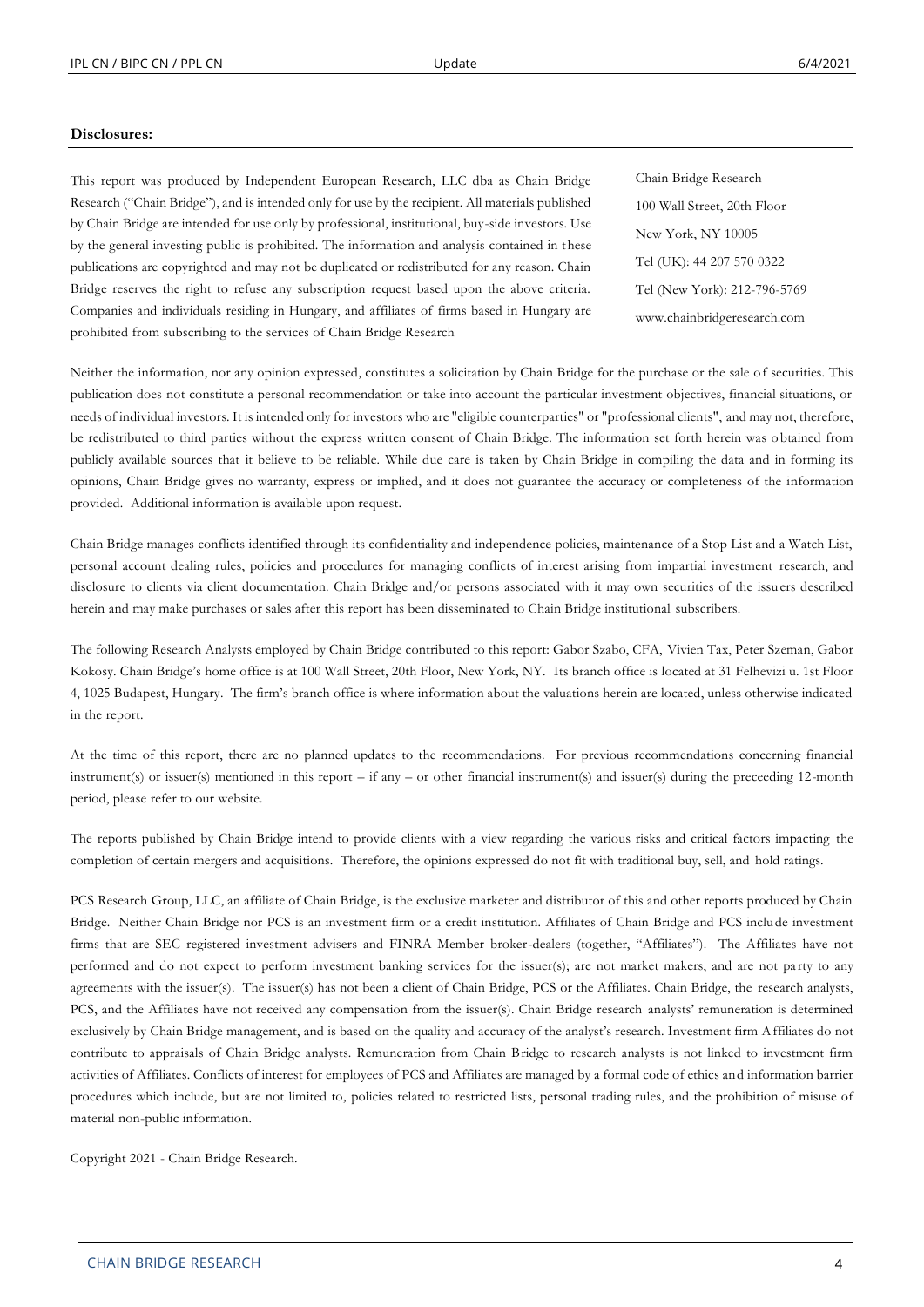**Disclosures:**

This report was produced by Independent European Research, LLC dba as Chain Bridge Research ("Chain Bridge"), and is intended only for use by the recipient. All materials published by Chain Bridge are intended for use only by professional, institutional, buy-side investors. Use by the general investing public is prohibited. The information and analysis contained in these publications are copyrighted and may not be duplicated or redistributed for any reason. Chain Bridge reserves the right to refuse any subscription request based upon the above criteria. Companies and individuals residing in Hungary, and affiliates of firms based in Hungary are prohibited from subscribing to the services of Chain Bridge Research

Chain Bridge Research
100 Wall Street, 20th Floor
New York, NY 10005
Tel (UK): 44 207 570 0322
Tel (New York): 212-796-5769
www.chainbridgeresearch.com

Neither the information, nor any opinion expressed, constitutes a solicitation by Chain Bridge for the purchase or the sale of securities. This publication does not constitute a personal recommendation or take into account the particular investment objectives, financial situations, or needs of individual investors. It is intended only for investors who are "eligible counterparties" or "professional clients", and may not, therefore, be redistributed to third parties without the express written consent of Chain Bridge. The information set forth herein was obtained from publicly available sources that it believe to be reliable. While due care is taken by Chain Bridge in compiling the data and in forming its opinions, Chain Bridge gives no warranty, express or implied, and it does not guarantee the accuracy or completeness of the information provided. Additional information is available upon request.

Chain Bridge manages conflicts identified through its confidentiality and independence policies, maintenance of a Stop List and a Watch List, personal account dealing rules, policies and procedures for managing conflicts of interest arising from impartial investment research, and disclosure to clients via client documentation. Chain Bridge and/or persons associated with it may own securities of the issuers described herein and may make purchases or sales after this report has been disseminated to Chain Bridge institutional subscribers.

The following Research Analysts employed by Chain Bridge contributed to this report: Gabor Szabo, CFA, Vivien Tax, Peter Szeman, Gabor Kokosy. Chain Bridge's home office is at 100 Wall Street, 20th Floor, New York, NY. Its branch office is located at 31 Felhevizi u. 1st Floor 4, 1025 Budapest, Hungary. The firm's branch office is where information about the valuations herein are located, unless otherwise indicated in the report.

At the time of this report, there are no planned updates to the recommendations. For previous recommendations concerning financial instrument(s) or issuer(s) mentioned in this report – if any – or other financial instrument(s) and issuer(s) during the preceeding 12-month period, please refer to our website.

The reports published by Chain Bridge intend to provide clients with a view regarding the various risks and critical factors impacting the completion of certain mergers and acquisitions. Therefore, the opinions expressed do not fit with traditional buy, sell, and hold ratings.

PCS Research Group, LLC, an affiliate of Chain Bridge, is the exclusive marketer and distributor of this and other reports produced by Chain Bridge. Neither Chain Bridge nor PCS is an investment firm or a credit institution. Affiliates of Chain Bridge and PCS include investment firms that are SEC registered investment advisers and FINRA Member broker-dealers (together, "Affiliates"). The Affiliates have not performed and do not expect to perform investment banking services for the issuer(s); are not market makers, and are not party to any agreements with the issuer(s). The issuer(s) has not been a client of Chain Bridge, PCS or the Affiliates. Chain Bridge, the research analysts, PCS, and the Affiliates have not received any compensation from the issuer(s). Chain Bridge research analysts' remuneration is determined exclusively by Chain Bridge management, and is based on the quality and accuracy of the analyst's research. Investment firm Affiliates do not contribute to appraisals of Chain Bridge analysts. Remuneration from Chain Bridge to research analysts is not linked to investment firm activities of Affiliates. Conflicts of interest for employees of PCS and Affiliates are managed by a formal code of ethics and information barrier procedures which include, but are not limited to, policies related to restricted lists, personal trading rules, and the prohibition of misuse of material non-public information.

Copyright 2021 - Chain Bridge Research.